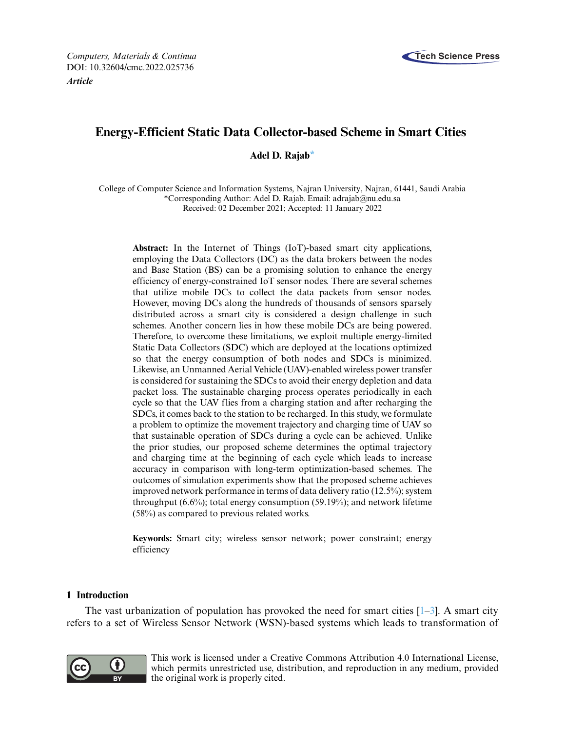*Computers, Materials & Continua*
DOI: 10.32604/cmc.2022.025736
***Article***

# Energy-Efficient Static Data Collector-based Scheme in Smart Cities

**Adel D. Rajab***

College of Computer Science and Information Systems, Najran University, Najran, 61441, Saudi Arabia
*Corresponding Author: Adel D. Rajab. Email: adrajab@nu.edu.sa
Received: 02 December 2021; Accepted: 11 January 2022

**Abstract:** In the Internet of Things (IoT)-based smart city applications, employing the Data Collectors (DC) as the data brokers between the nodes and Base Station (BS) can be a promising solution to enhance the energy efficiency of energy-constrained IoT sensor nodes. There are several schemes that utilize mobile DCs to collect the data packets from sensor nodes. However, moving DCs along the hundreds of thousands of sensors sparsely distributed across a smart city is considered a design challenge in such schemes. Another concern lies in how these mobile DCs are being powered. Therefore, to overcome these limitations, we exploit multiple energy-limited Static Data Collectors (SDC) which are deployed at the locations optimized so that the energy consumption of both nodes and SDCs is minimized. Likewise, an Unmanned Aerial Vehicle (UAV)-enabled wireless power transfer is considered for sustaining the SDCs to avoid their energy depletion and data packet loss. The sustainable charging process operates periodically in each cycle so that the UAV flies from a charging station and after recharging the SDCs, it comes back to the station to be recharged. In this study, we formulate a problem to optimize the movement trajectory and charging time of UAV so that sustainable operation of SDCs during a cycle can be achieved. Unlike the prior studies, our proposed scheme determines the optimal trajectory and charging time at the beginning of each cycle which leads to increase accuracy in comparison with long-term optimization-based schemes. The outcomes of simulation experiments show that the proposed scheme achieves improved network performance in terms of data delivery ratio (12.5%); system throughput (6.6%); total energy consumption (59.19%); and network lifetime (58%) as compared to previous related works.

**Keywords:** Smart city; wireless sensor network; power constraint; energy efficiency

## 1 Introduction

The vast urbanization of population has provoked the need for smart cities [1–3]. A smart city refers to a set of Wireless Sensor Network (WSN)-based systems which leads to transformation of

This work is licensed under a Creative Commons Attribution 4.0 International License, which permits unrestricted use, distribution, and reproduction in any medium, provided the original work is properly cited.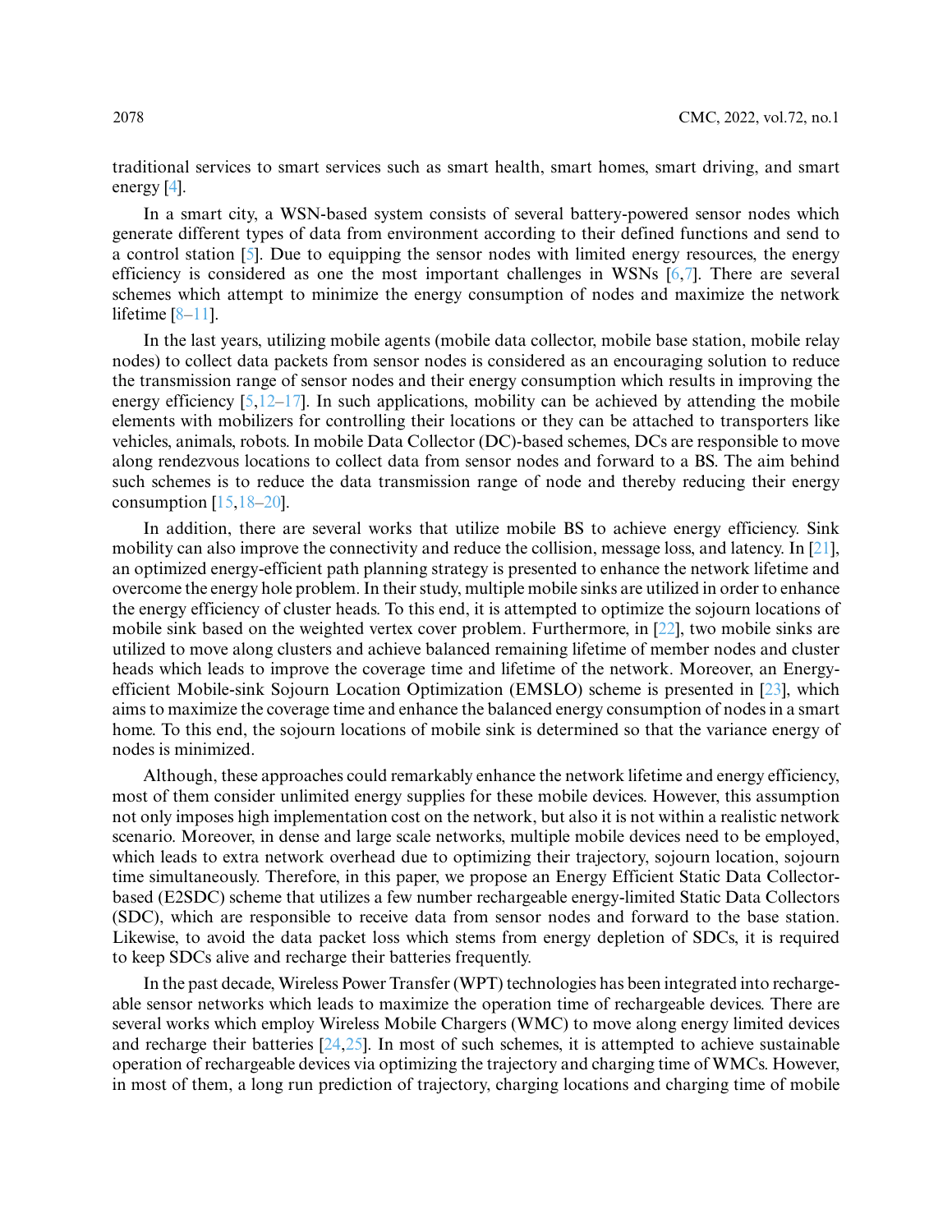traditional services to smart services such as smart health, smart homes, smart driving, and smart energy [4].

In a smart city, a WSN-based system consists of several battery-powered sensor nodes which generate different types of data from environment according to their defined functions and send to a control station [5]. Due to equipping the sensor nodes with limited energy resources, the energy efficiency is considered as one the most important challenges in WSNs [6,7]. There are several schemes which attempt to minimize the energy consumption of nodes and maximize the network lifetime [8–11].

In the last years, utilizing mobile agents (mobile data collector, mobile base station, mobile relay nodes) to collect data packets from sensor nodes is considered as an encouraging solution to reduce the transmission range of sensor nodes and their energy consumption which results in improving the energy efficiency [5,12–17]. In such applications, mobility can be achieved by attending the mobile elements with mobilizers for controlling their locations or they can be attached to transporters like vehicles, animals, robots. In mobile Data Collector (DC)-based schemes, DCs are responsible to move along rendezvous locations to collect data from sensor nodes and forward to a BS. The aim behind such schemes is to reduce the data transmission range of node and thereby reducing their energy consumption [15,18–20].

In addition, there are several works that utilize mobile BS to achieve energy efficiency. Sink mobility can also improve the connectivity and reduce the collision, message loss, and latency. In [21], an optimized energy-efficient path planning strategy is presented to enhance the network lifetime and overcome the energy hole problem. In their study, multiple mobile sinks are utilized in order to enhance the energy efficiency of cluster heads. To this end, it is attempted to optimize the sojourn locations of mobile sink based on the weighted vertex cover problem. Furthermore, in [22], two mobile sinks are utilized to move along clusters and achieve balanced remaining lifetime of member nodes and cluster heads which leads to improve the coverage time and lifetime of the network. Moreover, an Energy-efficient Mobile-sink Sojourn Location Optimization (EMSLO) scheme is presented in [23], which aims to maximize the coverage time and enhance the balanced energy consumption of nodes in a smart home. To this end, the sojourn locations of mobile sink is determined so that the variance energy of nodes is minimized.

Although, these approaches could remarkably enhance the network lifetime and energy efficiency, most of them consider unlimited energy supplies for these mobile devices. However, this assumption not only imposes high implementation cost on the network, but also it is not within a realistic network scenario. Moreover, in dense and large scale networks, multiple mobile devices need to be employed, which leads to extra network overhead due to optimizing their trajectory, sojourn location, sojourn time simultaneously. Therefore, in this paper, we propose an Energy Efficient Static Data Collector-based (E2SDC) scheme that utilizes a few number rechargeable energy-limited Static Data Collectors (SDC), which are responsible to receive data from sensor nodes and forward to the base station. Likewise, to avoid the data packet loss which stems from energy depletion of SDCs, it is required to keep SDCs alive and recharge their batteries frequently.

In the past decade, Wireless Power Transfer (WPT) technologies has been integrated into rechargeable sensor networks which leads to maximize the operation time of rechargeable devices. There are several works which employ Wireless Mobile Chargers (WMC) to move along energy limited devices and recharge their batteries [24,25]. In most of such schemes, it is attempted to achieve sustainable operation of rechargeable devices via optimizing the trajectory and charging time of WMCs. However, in most of them, a long run prediction of trajectory, charging locations and charging time of mobile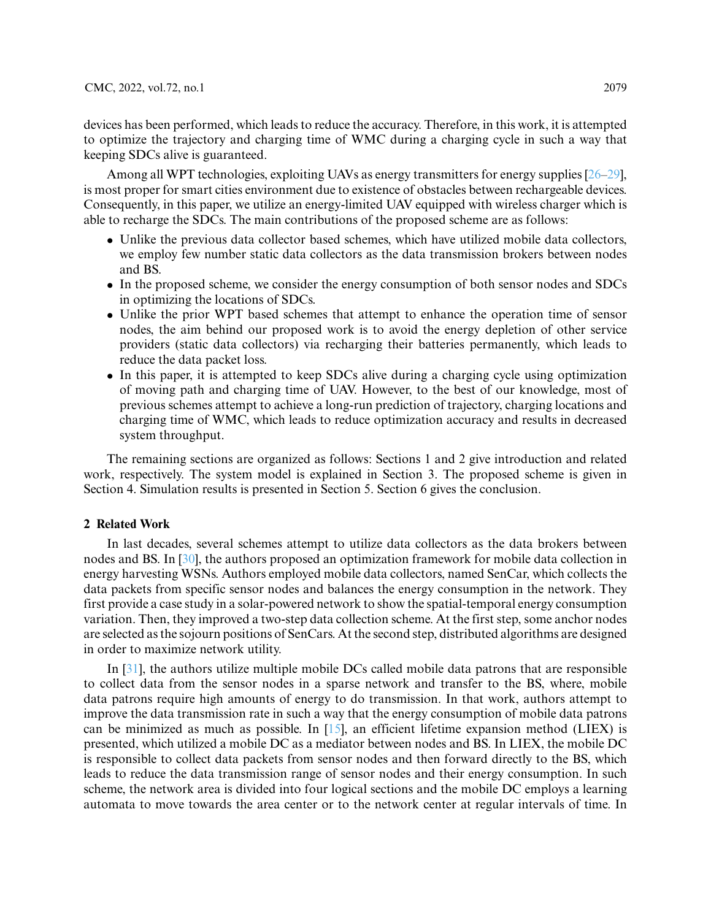devices has been performed, which leads to reduce the accuracy. Therefore, in this work, it is attempted to optimize the trajectory and charging time of WMC during a charging cycle in such a way that keeping SDCs alive is guaranteed.

Among all WPT technologies, exploiting UAVs as energy transmitters for energy supplies [26–29], is most proper for smart cities environment due to existence of obstacles between rechargeable devices. Consequently, in this paper, we utilize an energy-limited UAV equipped with wireless charger which is able to recharge the SDCs. The main contributions of the proposed scheme are as follows:

- Unlike the previous data collector based schemes, which have utilized mobile data collectors, we employ few number static data collectors as the data transmission brokers between nodes and BS.
- In the proposed scheme, we consider the energy consumption of both sensor nodes and SDCs in optimizing the locations of SDCs.
- Unlike the prior WPT based schemes that attempt to enhance the operation time of sensor nodes, the aim behind our proposed work is to avoid the energy depletion of other service providers (static data collectors) via recharging their batteries permanently, which leads to reduce the data packet loss.
- In this paper, it is attempted to keep SDCs alive during a charging cycle using optimization of moving path and charging time of UAV. However, to the best of our knowledge, most of previous schemes attempt to achieve a long-run prediction of trajectory, charging locations and charging time of WMC, which leads to reduce optimization accuracy and results in decreased system throughput.

The remaining sections are organized as follows: Sections 1 and 2 give introduction and related work, respectively. The system model is explained in Section 3. The proposed scheme is given in Section 4. Simulation results is presented in Section 5. Section 6 gives the conclusion.

## 2 Related Work

In last decades, several schemes attempt to utilize data collectors as the data brokers between nodes and BS. In [30], the authors proposed an optimization framework for mobile data collection in energy harvesting WSNs. Authors employed mobile data collectors, named SenCar, which collects the data packets from specific sensor nodes and balances the energy consumption in the network. They first provide a case study in a solar-powered network to show the spatial-temporal energy consumption variation. Then, they improved a two-step data collection scheme. At the first step, some anchor nodes are selected as the sojourn positions of SenCars. At the second step, distributed algorithms are designed in order to maximize network utility.

In [31], the authors utilize multiple mobile DCs called mobile data patrons that are responsible to collect data from the sensor nodes in a sparse network and transfer to the BS, where, mobile data patrons require high amounts of energy to do transmission. In that work, authors attempt to improve the data transmission rate in such a way that the energy consumption of mobile data patrons can be minimized as much as possible. In [15], an efficient lifetime expansion method (LIEX) is presented, which utilized a mobile DC as a mediator between nodes and BS. In LIEX, the mobile DC is responsible to collect data packets from sensor nodes and then forward directly to the BS, which leads to reduce the data transmission range of sensor nodes and their energy consumption. In such scheme, the network area is divided into four logical sections and the mobile DC employs a learning automata to move towards the area center or to the network center at regular intervals of time. In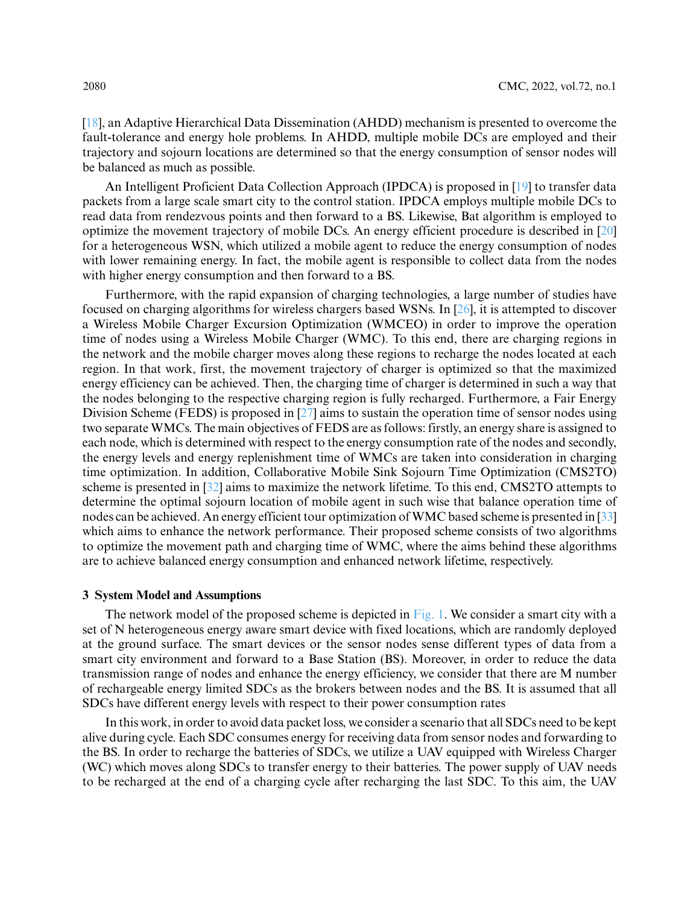[18], an Adaptive Hierarchical Data Dissemination (AHDD) mechanism is presented to overcome the fault-tolerance and energy hole problems. In AHDD, multiple mobile DCs are employed and their trajectory and sojourn locations are determined so that the energy consumption of sensor nodes will be balanced as much as possible.

An Intelligent Proficient Data Collection Approach (IPDCA) is proposed in [19] to transfer data packets from a large scale smart city to the control station. IPDCA employs multiple mobile DCs to read data from rendezvous points and then forward to a BS. Likewise, Bat algorithm is employed to optimize the movement trajectory of mobile DCs. An energy efficient procedure is described in [20] for a heterogeneous WSN, which utilized a mobile agent to reduce the energy consumption of nodes with lower remaining energy. In fact, the mobile agent is responsible to collect data from the nodes with higher energy consumption and then forward to a BS.

Furthermore, with the rapid expansion of charging technologies, a large number of studies have focused on charging algorithms for wireless chargers based WSNs. In [26], it is attempted to discover a Wireless Mobile Charger Excursion Optimization (WMCEO) in order to improve the operation time of nodes using a Wireless Mobile Charger (WMC). To this end, there are charging regions in the network and the mobile charger moves along these regions to recharge the nodes located at each region. In that work, first, the movement trajectory of charger is optimized so that the maximized energy efficiency can be achieved. Then, the charging time of charger is determined in such a way that the nodes belonging to the respective charging region is fully recharged. Furthermore, a Fair Energy Division Scheme (FEDS) is proposed in [27] aims to sustain the operation time of sensor nodes using two separate WMCs. The main objectives of FEDS are as follows: firstly, an energy share is assigned to each node, which is determined with respect to the energy consumption rate of the nodes and secondly, the energy levels and energy replenishment time of WMCs are taken into consideration in charging time optimization. In addition, Collaborative Mobile Sink Sojourn Time Optimization (CMS2TO) scheme is presented in [32] aims to maximize the network lifetime. To this end, CMS2TO attempts to determine the optimal sojourn location of mobile agent in such wise that balance operation time of nodes can be achieved. An energy efficient tour optimization of WMC based scheme is presented in [33] which aims to enhance the network performance. Their proposed scheme consists of two algorithms to optimize the movement path and charging time of WMC, where the aims behind these algorithms are to achieve balanced energy consumption and enhanced network lifetime, respectively.

## 3 System Model and Assumptions

The network model of the proposed scheme is depicted in Fig. 1. We consider a smart city with a set of N heterogeneous energy aware smart device with fixed locations, which are randomly deployed at the ground surface. The smart devices or the sensor nodes sense different types of data from a smart city environment and forward to a Base Station (BS). Moreover, in order to reduce the data transmission range of nodes and enhance the energy efficiency, we consider that there are M number of rechargeable energy limited SDCs as the brokers between nodes and the BS. It is assumed that all SDCs have different energy levels with respect to their power consumption rates

In this work, in order to avoid data packet loss, we consider a scenario that all SDCs need to be kept alive during cycle. Each SDC consumes energy for receiving data from sensor nodes and forwarding to the BS. In order to recharge the batteries of SDCs, we utilize a UAV equipped with Wireless Charger (WC) which moves along SDCs to transfer energy to their batteries. The power supply of UAV needs to be recharged at the end of a charging cycle after recharging the last SDC. To this aim, the UAV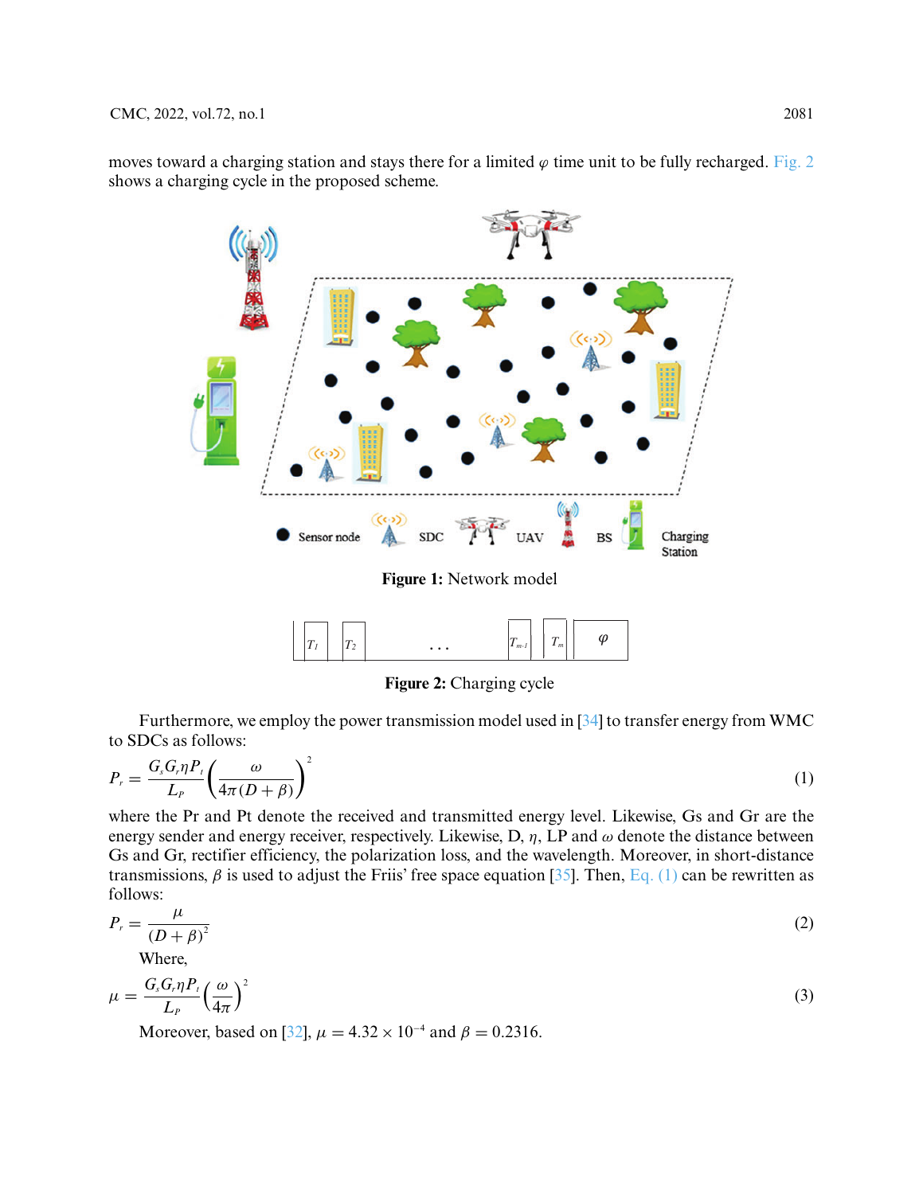moves toward a charging station and stays there for a limited $\varphi$ time unit to be fully recharged. Fig. 2 shows a charging cycle in the proposed scheme.

**Figure 1:** Network model

**Figure 2:** Charging cycle

Furthermore, we employ the power transmission model used in [34] to transfer energy from WMC to SDCs as follows:

$$P_r = \frac{G_s G_r \eta P_t}{L_P}\left(\frac{\omega}{4\pi(D+\beta)}\right)^2 \tag{1}$$

where the Pr and Pt denote the received and transmitted energy level. Likewise, Gs and Gr are the energy sender and energy receiver, respectively. Likewise, D, $\eta$, LP and $\omega$ denote the distance between Gs and Gr, rectifier efficiency, the polarization loss, and the wavelength. Moreover, in short-distance transmissions, $\beta$ is used to adjust the Friis' free space equation [35]. Then, Eq. (1) can be rewritten as follows:

$$P_r = \frac{\mu}{(D+\beta)^2} \tag{2}$$

Where,

$$\mu = \frac{G_s G_r \eta P_t}{L_P}\left(\frac{\omega}{4\pi}\right)^2 \tag{3}$$

Moreover, based on [32], $\mu = 4.32 \times 10^{-4}$ and $\beta = 0.2316$.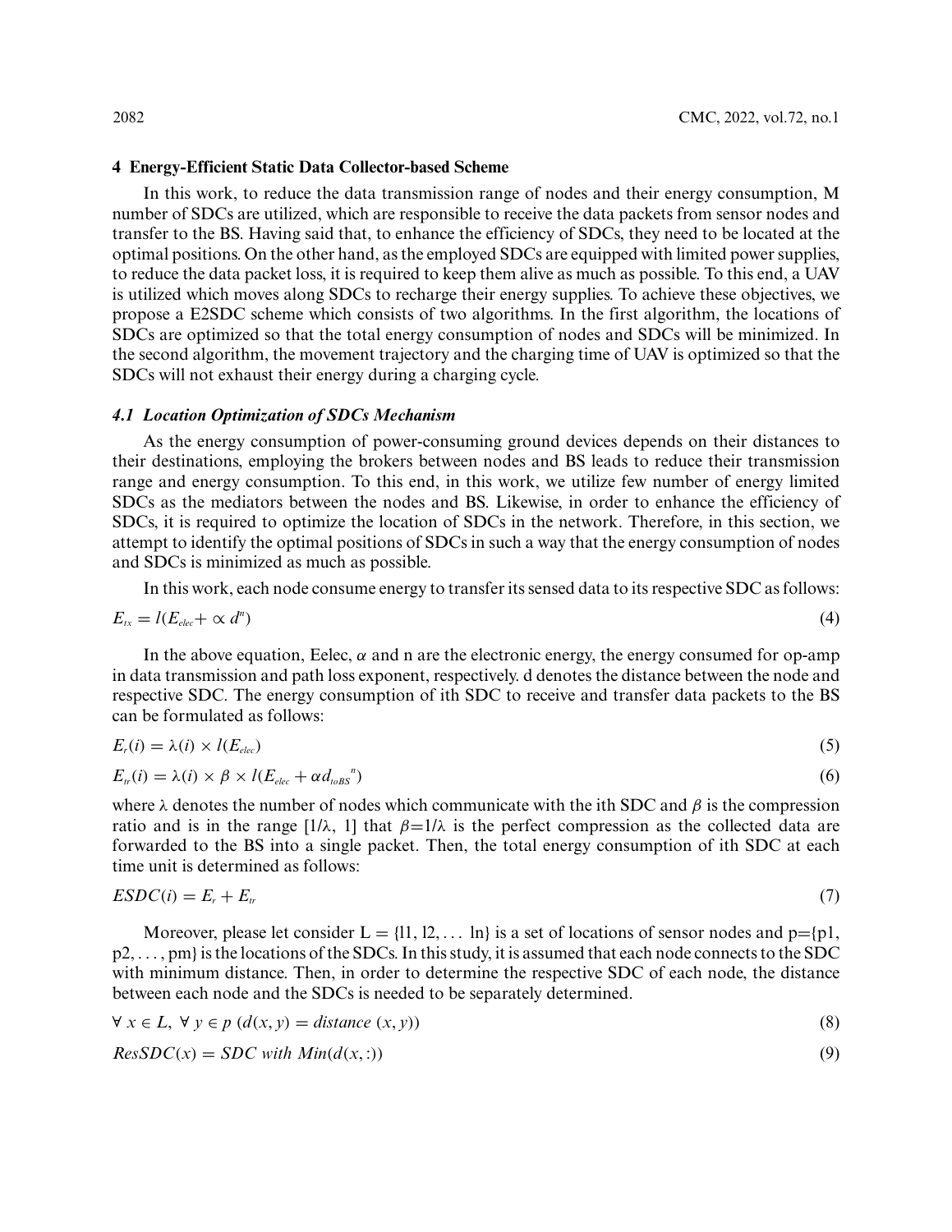## 4 Energy-Efficient Static Data Collector-based Scheme

In this work, to reduce the data transmission range of nodes and their energy consumption, M number of SDCs are utilized, which are responsible to receive the data packets from sensor nodes and transfer to the BS. Having said that, to enhance the efficiency of SDCs, they need to be located at the optimal positions. On the other hand, as the employed SDCs are equipped with limited power supplies, to reduce the data packet loss, it is required to keep them alive as much as possible. To this end, a UAV is utilized which moves along SDCs to recharge their energy supplies. To achieve these objectives, we propose a E2SDC scheme which consists of two algorithms. In the first algorithm, the locations of SDCs are optimized so that the total energy consumption of nodes and SDCs will be minimized. In the second algorithm, the movement trajectory and the charging time of UAV is optimized so that the SDCs will not exhaust their energy during a charging cycle.

### *4.1 Location Optimization of SDCs Mechanism*

As the energy consumption of power-consuming ground devices depends on their distances to their destinations, employing the brokers between nodes and BS leads to reduce their transmission range and energy consumption. To this end, in this work, we utilize few number of energy limited SDCs as the mediators between the nodes and BS. Likewise, in order to enhance the efficiency of SDCs, it is required to optimize the location of SDCs in the network. Therefore, in this section, we attempt to identify the optimal positions of SDCs in such a way that the energy consumption of nodes and SDCs is minimized as much as possible.

In this work, each node consume energy to transfer its sensed data to its respective SDC as follows:

$$E_{tx} = l(E_{elec} + \propto d^{n}) \tag{4}$$

In the above equation, Eelec, $\alpha$ and n are the electronic energy, the energy consumed for op-amp in data transmission and path loss exponent, respectively. d denotes the distance between the node and respective SDC. The energy consumption of ith SDC to receive and transfer data packets to the BS can be formulated as follows:

$$E_{r}(i) = \lambda(i) \times l(E_{elec}) \tag{5}$$

$$E_{tr}(i) = \lambda(i) \times \beta \times l(E_{elec} + \alpha d_{toBS}{}^{n}) \tag{6}$$

where $\lambda$ denotes the number of nodes which communicate with the ith SDC and $\beta$ is the compression ratio and is in the range $[1/\lambda, 1]$ that $\beta=1/\lambda$ is the perfect compression as the collected data are forwarded to the BS into a single packet. Then, the total energy consumption of ith SDC at each time unit is determined as follows:

$$ESDC(i) = E_{r} + E_{tr} \tag{7}$$

Moreover, please let consider L = {l1, l2, ... ln} is a set of locations of sensor nodes and p={p1, p2, ..., pm} is the locations of the SDCs. In this study, it is assumed that each node connects to the SDC with minimum distance. Then, in order to determine the respective SDC of each node, the distance between each node and the SDCs is needed to be separately determined.

$$\forall\ x \in L,\ \forall\ y \in p\ (d(x, y) = distance\ (x, y)) \tag{8}$$

$$ResSDC(x) = SDC\ with\ Min(d(x, :)) \tag{9}$$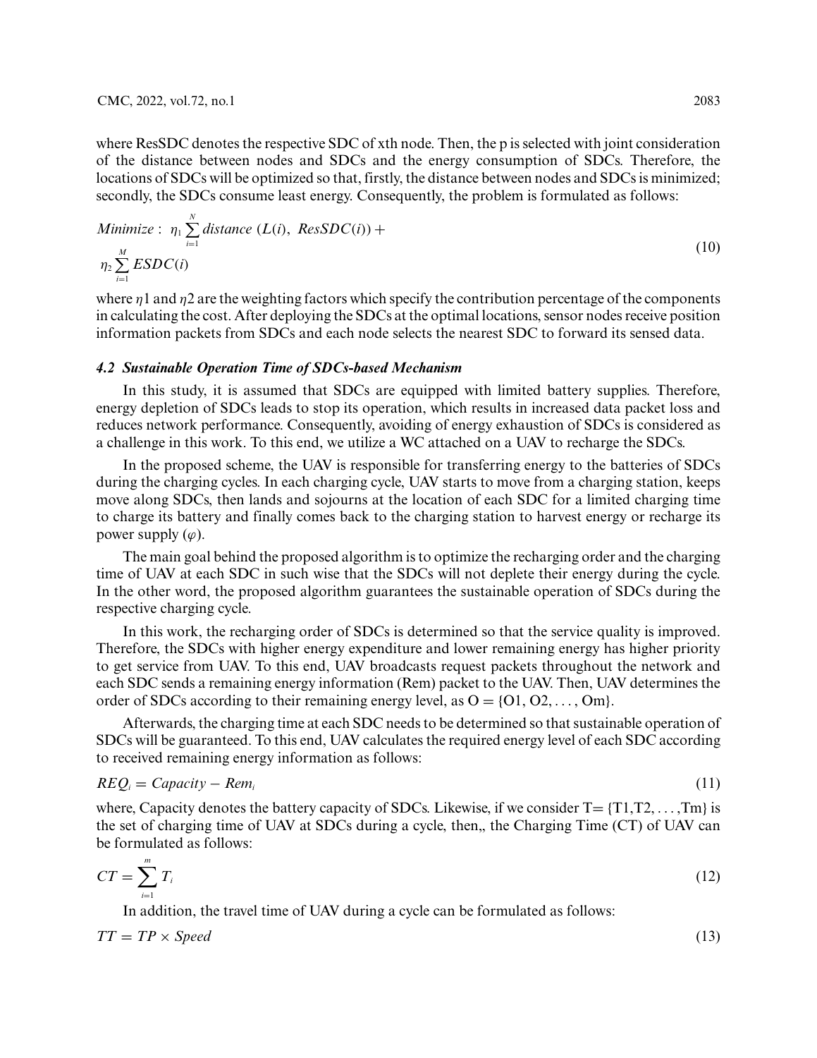where ResSDC denotes the respective SDC of xth node. Then, the p is selected with joint consideration of the distance between nodes and SDCs and the energy consumption of SDCs. Therefore, the locations of SDCs will be optimized so that, firstly, the distance between nodes and SDCs is minimized; secondly, the SDCs consume least energy. Consequently, the problem is formulated as follows:

$$Minimize: \ \eta_1 \sum_{i=1}^{N} distance\ (L(i),\ ResSDC(i)) + \eta_2 \sum_{i=1}^{M} ESDC(i) \tag{10}$$

where $\eta 1$ and $\eta 2$ are the weighting factors which specify the contribution percentage of the components in calculating the cost. After deploying the SDCs at the optimal locations, sensor nodes receive position information packets from SDCs and each node selects the nearest SDC to forward its sensed data.

### *4.2 Sustainable Operation Time of SDCs-based Mechanism*

In this study, it is assumed that SDCs are equipped with limited battery supplies. Therefore, energy depletion of SDCs leads to stop its operation, which results in increased data packet loss and reduces network performance. Consequently, avoiding of energy exhaustion of SDCs is considered as a challenge in this work. To this end, we utilize a WC attached on a UAV to recharge the SDCs.

In the proposed scheme, the UAV is responsible for transferring energy to the batteries of SDCs during the charging cycles. In each charging cycle, UAV starts to move from a charging station, keeps move along SDCs, then lands and sojourns at the location of each SDC for a limited charging time to charge its battery and finally comes back to the charging station to harvest energy or recharge its power supply ($\varphi$).

The main goal behind the proposed algorithm is to optimize the recharging order and the charging time of UAV at each SDC in such wise that the SDCs will not deplete their energy during the cycle. In the other word, the proposed algorithm guarantees the sustainable operation of SDCs during the respective charging cycle.

In this work, the recharging order of SDCs is determined so that the service quality is improved. Therefore, the SDCs with higher energy expenditure and lower remaining energy has higher priority to get service from UAV. To this end, UAV broadcasts request packets throughout the network and each SDC sends a remaining energy information (Rem) packet to the UAV. Then, UAV determines the order of SDCs according to their remaining energy level, as O = {O1, O2, ..., Om}.

Afterwards, the charging time at each SDC needs to be determined so that sustainable operation of SDCs will be guaranteed. To this end, UAV calculates the required energy level of each SDC according to received remaining energy information as follows:

$$REQ_i = Capacity - Rem_i \tag{11}$$

where, Capacity denotes the battery capacity of SDCs. Likewise, if we consider T= {T1,T2, ...,Tm} is the set of charging time of UAV at SDCs during a cycle, then,, the Charging Time (CT) of UAV can be formulated as follows:

$$CT = \sum_{i=1}^{m} T_i \tag{12}$$

In addition, the travel time of UAV during a cycle can be formulated as follows:

$$TT = TP \times Speed \tag{13}$$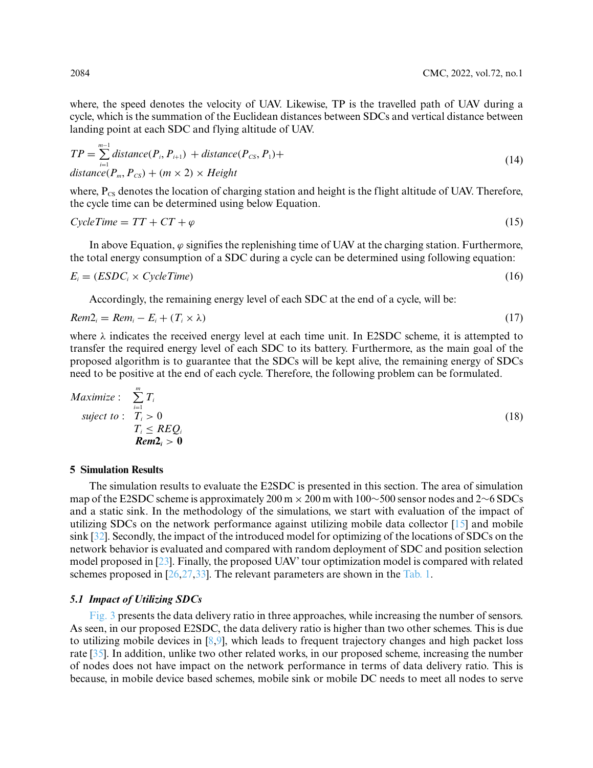where, the speed denotes the velocity of UAV. Likewise, TP is the travelled path of UAV during a cycle, which is the summation of the Euclidean distances between SDCs and vertical distance between landing point at each SDC and flying altitude of UAV.

$$TP = \sum_{i=1}^{m-1} distance(P_i, P_{i+1}) + distance(P_{CS}, P_1) + distance(P_m, P_{CS}) + (m \times 2) \times Height \tag{14}$$

where, $P_{CS}$ denotes the location of charging station and height is the flight altitude of UAV. Therefore, the cycle time can be determined using below Equation.

$$CycleTime = TT + CT + \varphi \tag{15}$$

In above Equation, $\varphi$ signifies the replenishing time of UAV at the charging station. Furthermore, the total energy consumption of a SDC during a cycle can be determined using following equation:

$$E_i = (ESDC_i \times CycleTime) \tag{16}$$

Accordingly, the remaining energy level of each SDC at the end of a cycle, will be:

$$Rem2_i = Rem_i - E_i + (T_i \times \lambda) \tag{17}$$

where $\lambda$ indicates the received energy level at each time unit. In E2SDC scheme, it is attempted to transfer the required energy level of each SDC to its battery. Furthermore, as the main goal of the proposed algorithm is to guarantee that the SDCs will be kept alive, the remaining energy of SDCs need to be positive at the end of each cycle. Therefore, the following problem can be formulated.

$$\begin{aligned} Maximize: \quad & \sum_{i=1}^{m} T_i \\ suject\ to: \quad & T_i > 0 \\ & T_i \le REQ_i \\ & \boldsymbol{Rem2_i > 0} \end{aligned} \tag{18}$$

## 5 Simulation Results

The simulation results to evaluate the E2SDC is presented in this section. The area of simulation map of the E2SDC scheme is approximately 200 m × 200 m with 100∼500 sensor nodes and 2∼6 SDCs and a static sink. In the methodology of the simulations, we start with evaluation of the impact of utilizing SDCs on the network performance against utilizing mobile data collector [15] and mobile sink [32]. Secondly, the impact of the introduced model for optimizing of the locations of SDCs on the network behavior is evaluated and compared with random deployment of SDC and position selection model proposed in [23]. Finally, the proposed UAV' tour optimization model is compared with related schemes proposed in [26,27,33]. The relevant parameters are shown in the Tab. 1.

### *5.1 Impact of Utilizing SDCs*

Fig. 3 presents the data delivery ratio in three approaches, while increasing the number of sensors. As seen, in our proposed E2SDC, the data delivery ratio is higher than two other schemes. This is due to utilizing mobile devices in [8,9], which leads to frequent trajectory changes and high packet loss rate [35]. In addition, unlike two other related works, in our proposed scheme, increasing the number of nodes does not have impact on the network performance in terms of data delivery ratio. This is because, in mobile device based schemes, mobile sink or mobile DC needs to meet all nodes to serve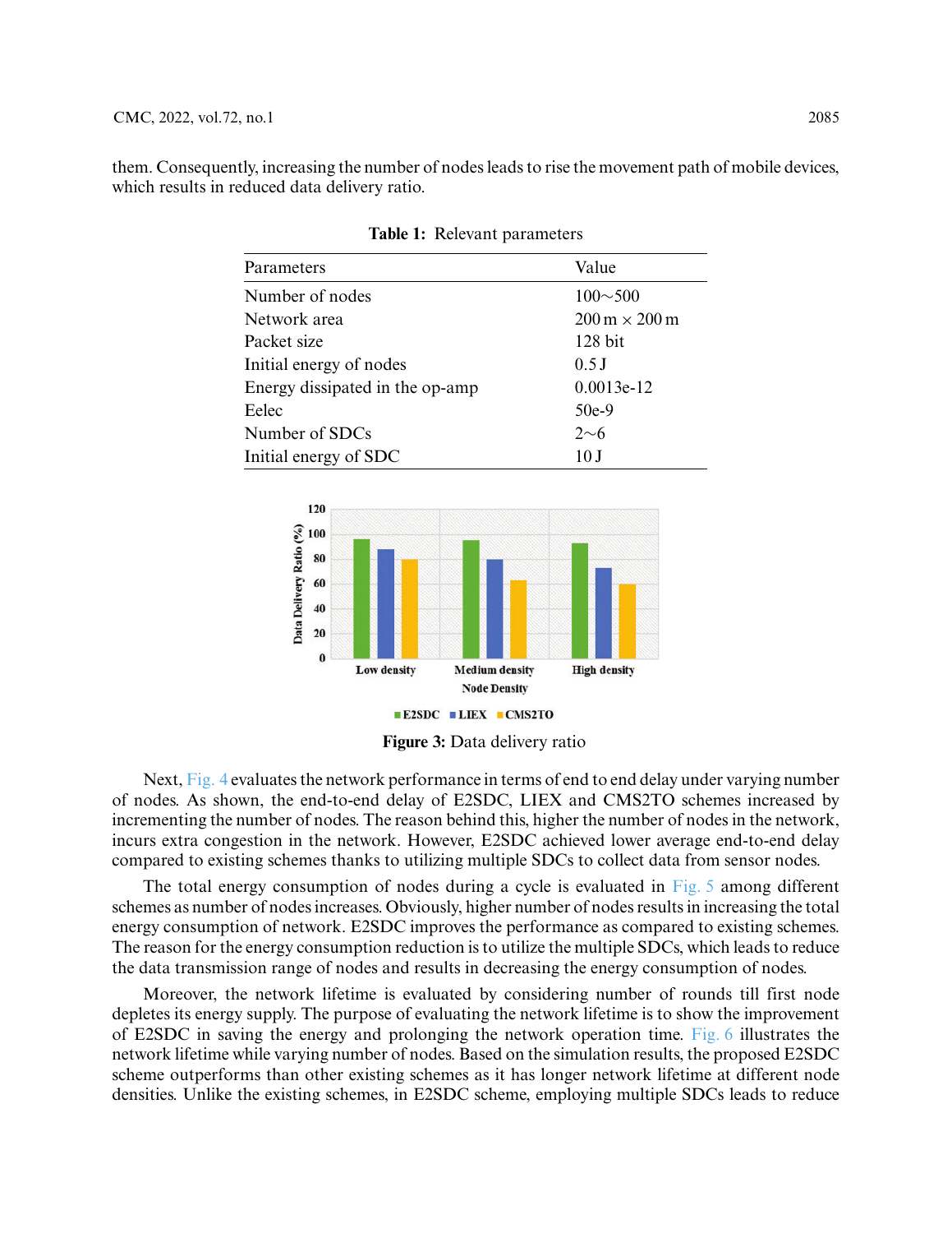them. Consequently, increasing the number of nodes leads to rise the movement path of mobile devices, which results in reduced data delivery ratio.

**Table 1:** Relevant parameters

| Parameters | Value |
|---|---|
| Number of nodes | 100∼500 |
| Network area | 200 m × 200 m |
| Packet size | 128 bit |
| Initial energy of nodes | 0.5 J |
| Energy dissipated in the op-amp | 0.0013e-12 |
| Eelec | 50e-9 |
| Number of SDCs | 2∼6 |
| Initial energy of SDC | 10 J |

**Figure 3:** Data delivery ratio

Next, Fig. 4 evaluates the network performance in terms of end to end delay under varying number of nodes. As shown, the end-to-end delay of E2SDC, LIEX and CMS2TO schemes increased by incrementing the number of nodes. The reason behind this, higher the number of nodes in the network, incurs extra congestion in the network. However, E2SDC achieved lower average end-to-end delay compared to existing schemes thanks to utilizing multiple SDCs to collect data from sensor nodes.

The total energy consumption of nodes during a cycle is evaluated in Fig. 5 among different schemes as number of nodes increases. Obviously, higher number of nodes results in increasing the total energy consumption of network. E2SDC improves the performance as compared to existing schemes. The reason for the energy consumption reduction is to utilize the multiple SDCs, which leads to reduce the data transmission range of nodes and results in decreasing the energy consumption of nodes.

Moreover, the network lifetime is evaluated by considering number of rounds till first node depletes its energy supply. The purpose of evaluating the network lifetime is to show the improvement of E2SDC in saving the energy and prolonging the network operation time. Fig. 6 illustrates the network lifetime while varying number of nodes. Based on the simulation results, the proposed E2SDC scheme outperforms than other existing schemes as it has longer network lifetime at different node densities. Unlike the existing schemes, in E2SDC scheme, employing multiple SDCs leads to reduce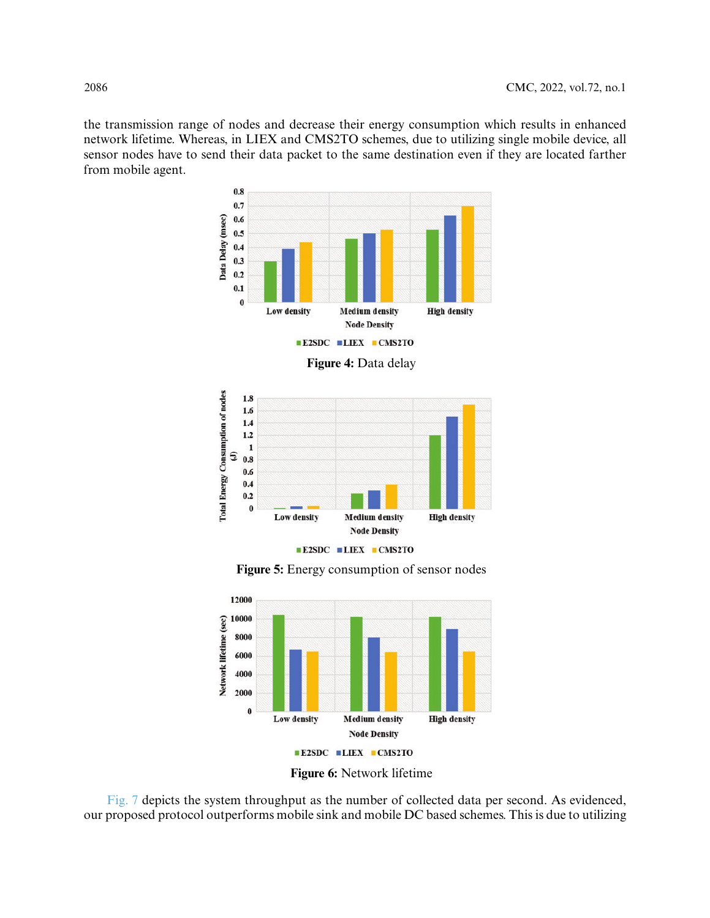the transmission range of nodes and decrease their energy consumption which results in enhanced network lifetime. Whereas, in LIEX and CMS2TO schemes, due to utilizing single mobile device, all sensor nodes have to send their data packet to the same destination even if they are located farther from mobile agent.

**Figure 4:** Data delay

**Figure 5:** Energy consumption of sensor nodes

**Figure 6:** Network lifetime

Fig. 7 depicts the system throughput as the number of collected data per second. As evidenced, our proposed protocol outperforms mobile sink and mobile DC based schemes. This is due to utilizing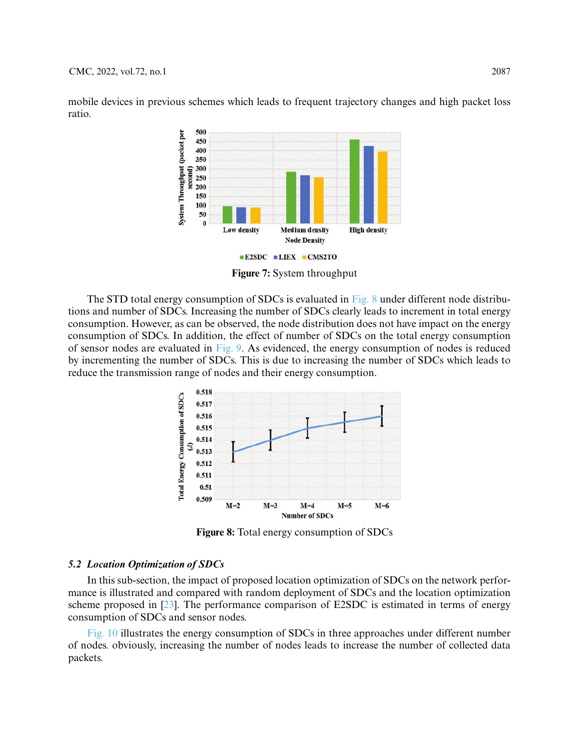mobile devices in previous schemes which leads to frequent trajectory changes and high packet loss ratio.

Figure 7: System throughput

The STD total energy consumption of SDCs is evaluated in Fig. 8 under different node distributions and number of SDCs. Increasing the number of SDCs clearly leads to increment in total energy consumption. However, as can be observed, the node distribution does not have impact on the energy consumption of SDCs. In addition, the effect of number of SDCs on the total energy consumption of sensor nodes are evaluated in Fig. 9. As evidenced, the energy consumption of nodes is reduced by incrementing the number of SDCs. This is due to increasing the number of SDCs which leads to reduce the transmission range of nodes and their energy consumption.

Figure 8: Total energy consumption of SDCs

### *5.2 Location Optimization of SDCs*

In this sub-section, the impact of proposed location optimization of SDCs on the network performance is illustrated and compared with random deployment of SDCs and the location optimization scheme proposed in [23]. The performance comparison of E2SDC is estimated in terms of energy consumption of SDCs and sensor nodes.

Fig. 10 illustrates the energy consumption of SDCs in three approaches under different number of nodes. obviously, increasing the number of nodes leads to increase the number of collected data packets.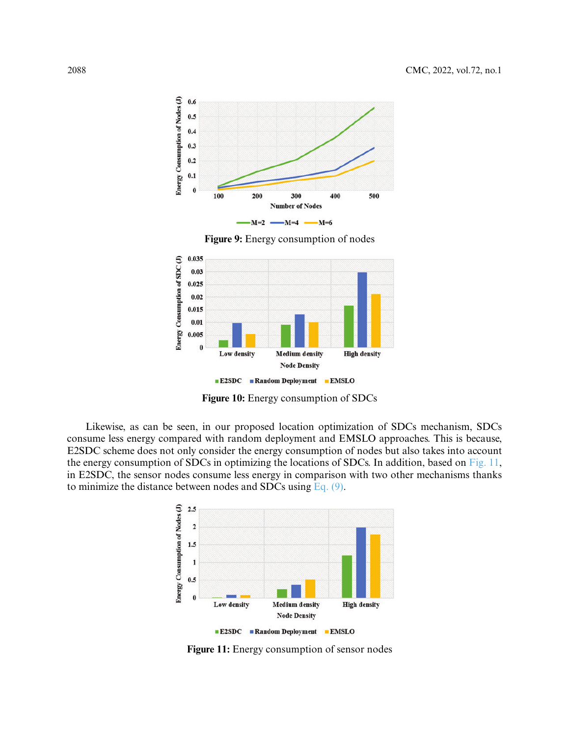Figure 9: Energy consumption of nodes

Figure 10: Energy consumption of SDCs

Likewise, as can be seen, in our proposed location optimization of SDCs mechanism, SDCs consume less energy compared with random deployment and EMSLO approaches. This is because, E2SDC scheme does not only consider the energy consumption of nodes but also takes into account the energy consumption of SDCs in optimizing the locations of SDCs. In addition, based on Fig. 11, in E2SDC, the sensor nodes consume less energy in comparison with two other mechanisms thanks to minimize the distance between nodes and SDCs using Eq. (9).

Figure 11: Energy consumption of sensor nodes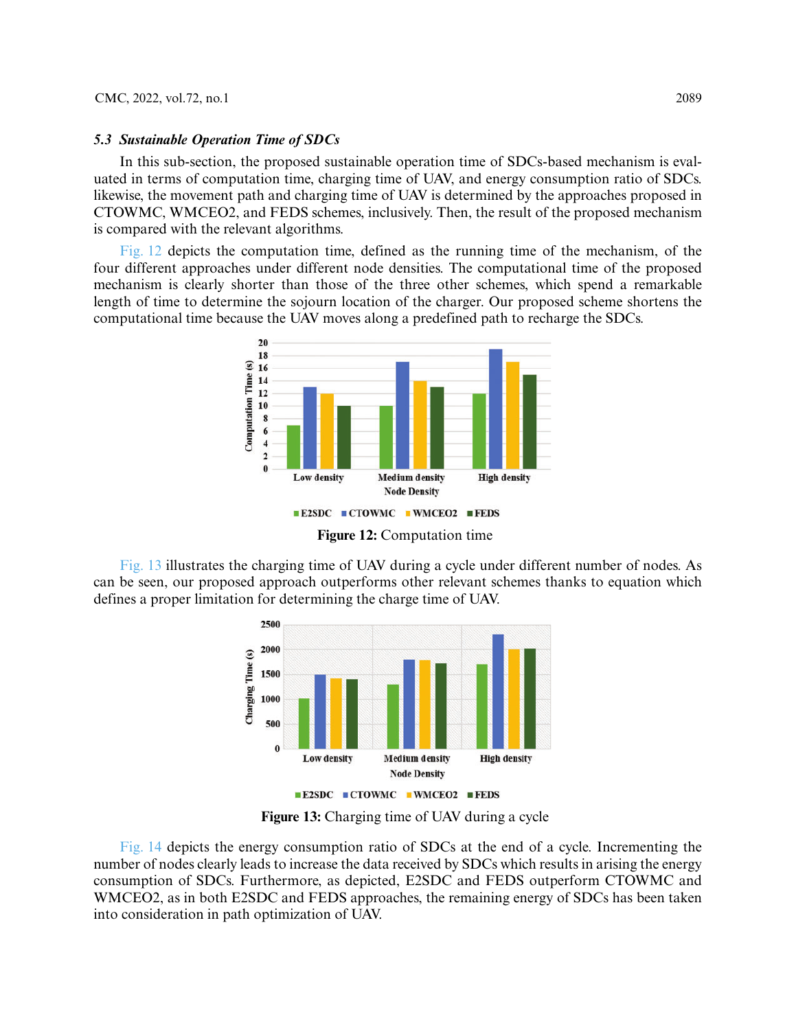### *5.3 Sustainable Operation Time of SDCs*

In this sub-section, the proposed sustainable operation time of SDCs-based mechanism is evaluated in terms of computation time, charging time of UAV, and energy consumption ratio of SDCs. likewise, the movement path and charging time of UAV is determined by the approaches proposed in CTOWMC, WMCEO2, and FEDS schemes, inclusively. Then, the result of the proposed mechanism is compared with the relevant algorithms.

Fig. 12 depicts the computation time, defined as the running time of the mechanism, of the four different approaches under different node densities. The computational time of the proposed mechanism is clearly shorter than those of the three other schemes, which spend a remarkable length of time to determine the sojourn location of the charger. Our proposed scheme shortens the computational time because the UAV moves along a predefined path to recharge the SDCs.

**Figure 12:** Computation time

Fig. 13 illustrates the charging time of UAV during a cycle under different number of nodes. As can be seen, our proposed approach outperforms other relevant schemes thanks to equation which defines a proper limitation for determining the charge time of UAV.

**Figure 13:** Charging time of UAV during a cycle

Fig. 14 depicts the energy consumption ratio of SDCs at the end of a cycle. Incrementing the number of nodes clearly leads to increase the data received by SDCs which results in arising the energy consumption of SDCs. Furthermore, as depicted, E2SDC and FEDS outperform CTOWMC and WMCEO2, as in both E2SDC and FEDS approaches, the remaining energy of SDCs has been taken into consideration in path optimization of UAV.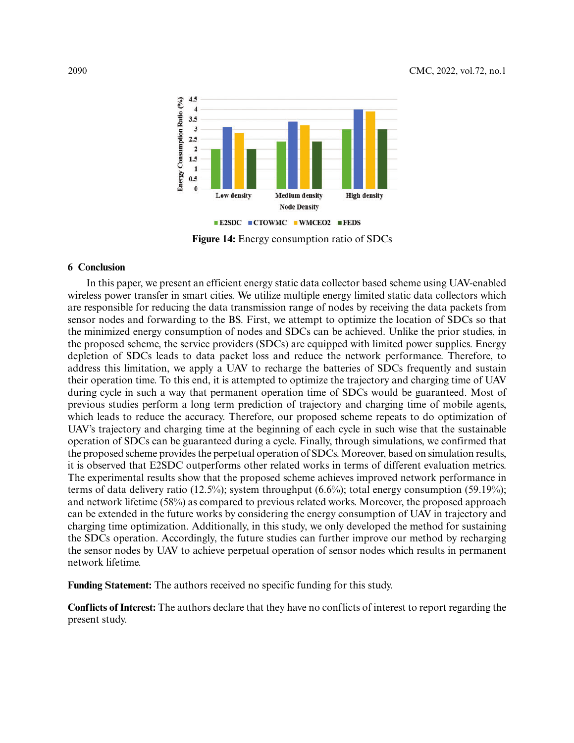Figure 14: Energy consumption ratio of SDCs

## 6 Conclusion

In this paper, we present an efficient energy static data collector based scheme using UAV-enabled wireless power transfer in smart cities. We utilize multiple energy limited static data collectors which are responsible for reducing the data transmission range of nodes by receiving the data packets from sensor nodes and forwarding to the BS. First, we attempt to optimize the location of SDCs so that the minimized energy consumption of nodes and SDCs can be achieved. Unlike the prior studies, in the proposed scheme, the service providers (SDCs) are equipped with limited power supplies. Energy depletion of SDCs leads to data packet loss and reduce the network performance. Therefore, to address this limitation, we apply a UAV to recharge the batteries of SDCs frequently and sustain their operation time. To this end, it is attempted to optimize the trajectory and charging time of UAV during cycle in such a way that permanent operation time of SDCs would be guaranteed. Most of previous studies perform a long term prediction of trajectory and charging time of mobile agents, which leads to reduce the accuracy. Therefore, our proposed scheme repeats to do optimization of UAV's trajectory and charging time at the beginning of each cycle in such wise that the sustainable operation of SDCs can be guaranteed during a cycle. Finally, through simulations, we confirmed that the proposed scheme provides the perpetual operation of SDCs. Moreover, based on simulation results, it is observed that E2SDC outperforms other related works in terms of different evaluation metrics. The experimental results show that the proposed scheme achieves improved network performance in terms of data delivery ratio (12.5%); system throughput (6.6%); total energy consumption (59.19%); and network lifetime (58%) as compared to previous related works. Moreover, the proposed approach can be extended in the future works by considering the energy consumption of UAV in trajectory and charging time optimization. Additionally, in this study, we only developed the method for sustaining the SDCs operation. Accordingly, the future studies can further improve our method by recharging the sensor nodes by UAV to achieve perpetual operation of sensor nodes which results in permanent network lifetime.

**Funding Statement:** The authors received no specific funding for this study.

**Conflicts of Interest:** The authors declare that they have no conflicts of interest to report regarding the present study.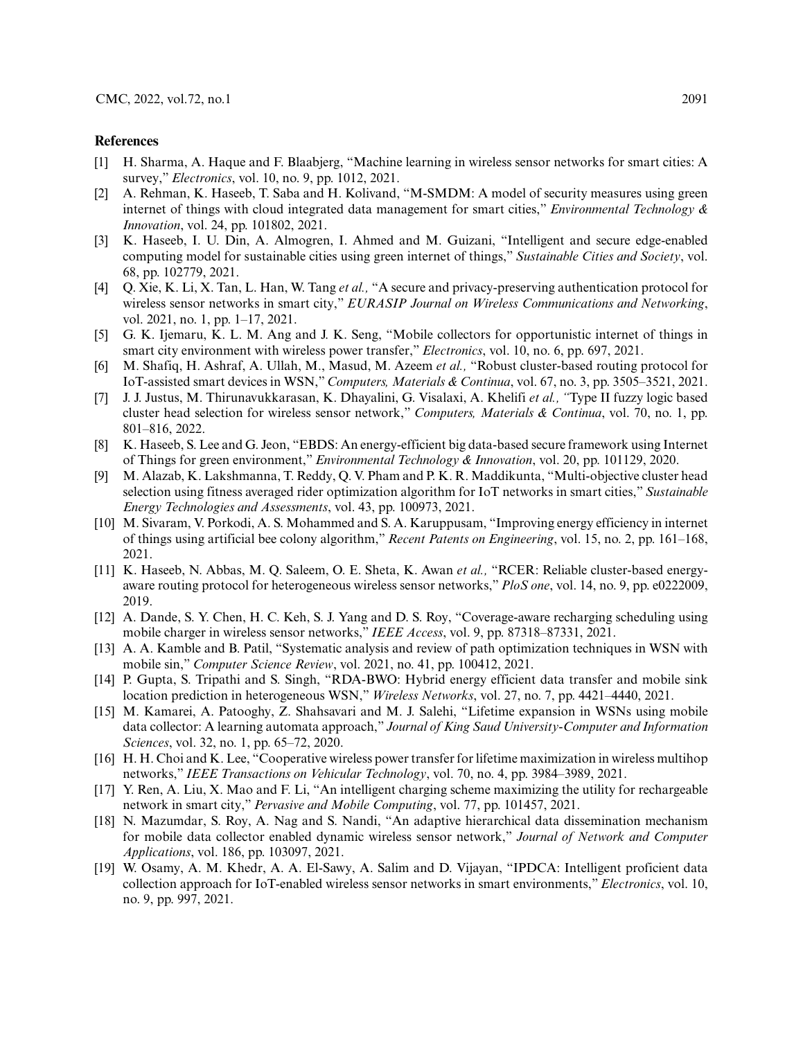## References

[1] H. Sharma, A. Haque and F. Blaabjerg, "Machine learning in wireless sensor networks for smart cities: A survey," *Electronics*, vol. 10, no. 9, pp. 1012, 2021.

[2] A. Rehman, K. Haseeb, T. Saba and H. Kolivand, "M-SMDM: A model of security measures using green internet of things with cloud integrated data management for smart cities," *Environmental Technology & Innovation*, vol. 24, pp. 101802, 2021.

[3] K. Haseeb, I. U. Din, A. Almogren, I. Ahmed and M. Guizani, "Intelligent and secure edge-enabled computing model for sustainable cities using green internet of things," *Sustainable Cities and Society*, vol. 68, pp. 102779, 2021.

[4] Q. Xie, K. Li, X. Tan, L. Han, W. Tang *et al.,* "A secure and privacy-preserving authentication protocol for wireless sensor networks in smart city," *EURASIP Journal on Wireless Communications and Networking*, vol. 2021, no. 1, pp. 1–17, 2021.

[5] G. K. Ijemaru, K. L. M. Ang and J. K. Seng, "Mobile collectors for opportunistic internet of things in smart city environment with wireless power transfer," *Electronics*, vol. 10, no. 6, pp. 697, 2021.

[6] M. Shafiq, H. Ashraf, A. Ullah, M., Masud, M. Azeem *et al.,* "Robust cluster-based routing protocol for IoT-assisted smart devices in WSN," *Computers, Materials & Continua*, vol. 67, no. 3, pp. 3505–3521, 2021.

[7] J. J. Justus, M. Thirunavukkarasan, K. Dhayalini, G. Visalaxi, A. Khelifi *et al., "*Type II fuzzy logic based cluster head selection for wireless sensor network," *Computers, Materials & Continua*, vol. 70, no. 1, pp. 801–816, 2022.

[8] K. Haseeb, S. Lee and G. Jeon, "EBDS: An energy-efficient big data-based secure framework using Internet of Things for green environment," *Environmental Technology & Innovation*, vol. 20, pp. 101129, 2020.

[9] M. Alazab, K. Lakshmanna, T. Reddy, Q. V. Pham and P. K. R. Maddikunta, "Multi-objective cluster head selection using fitness averaged rider optimization algorithm for IoT networks in smart cities," *Sustainable Energy Technologies and Assessments*, vol. 43, pp. 100973, 2021.

[10] M. Sivaram, V. Porkodi, A. S. Mohammed and S. A. Karuppusam, "Improving energy efficiency in internet of things using artificial bee colony algorithm," *Recent Patents on Engineering*, vol. 15, no. 2, pp. 161–168, 2021.

[11] K. Haseeb, N. Abbas, M. Q. Saleem, O. E. Sheta, K. Awan *et al.,* "RCER: Reliable cluster-based energy-aware routing protocol for heterogeneous wireless sensor networks," *PloS one*, vol. 14, no. 9, pp. e0222009, 2019.

[12] A. Dande, S. Y. Chen, H. C. Keh, S. J. Yang and D. S. Roy, "Coverage-aware recharging scheduling using mobile charger in wireless sensor networks," *IEEE Access*, vol. 9, pp. 87318–87331, 2021.

[13] A. A. Kamble and B. Patil, "Systematic analysis and review of path optimization techniques in WSN with mobile sin," *Computer Science Review*, vol. 2021, no. 41, pp. 100412, 2021.

[14] P. Gupta, S. Tripathi and S. Singh, "RDA-BWO: Hybrid energy efficient data transfer and mobile sink location prediction in heterogeneous WSN," *Wireless Networks*, vol. 27, no. 7, pp. 4421–4440, 2021.

[15] M. Kamarei, A. Patooghy, Z. Shahsavari and M. J. Salehi, "Lifetime expansion in WSNs using mobile data collector: A learning automata approach," *Journal of King Saud University-Computer and Information Sciences*, vol. 32, no. 1, pp. 65–72, 2020.

[16] H. H. Choi and K. Lee, "Cooperative wireless power transfer for lifetime maximization in wireless multihop networks," *IEEE Transactions on Vehicular Technology*, vol. 70, no. 4, pp. 3984–3989, 2021.

[17] Y. Ren, A. Liu, X. Mao and F. Li, "An intelligent charging scheme maximizing the utility for rechargeable network in smart city," *Pervasive and Mobile Computing*, vol. 77, pp. 101457, 2021.

[18] N. Mazumdar, S. Roy, A. Nag and S. Nandi, "An adaptive hierarchical data dissemination mechanism for mobile data collector enabled dynamic wireless sensor network," *Journal of Network and Computer Applications*, vol. 186, pp. 103097, 2021.

[19] W. Osamy, A. M. Khedr, A. A. El-Sawy, A. Salim and D. Vijayan, "IPDCA: Intelligent proficient data collection approach for IoT-enabled wireless sensor networks in smart environments," *Electronics*, vol. 10, no. 9, pp. 997, 2021.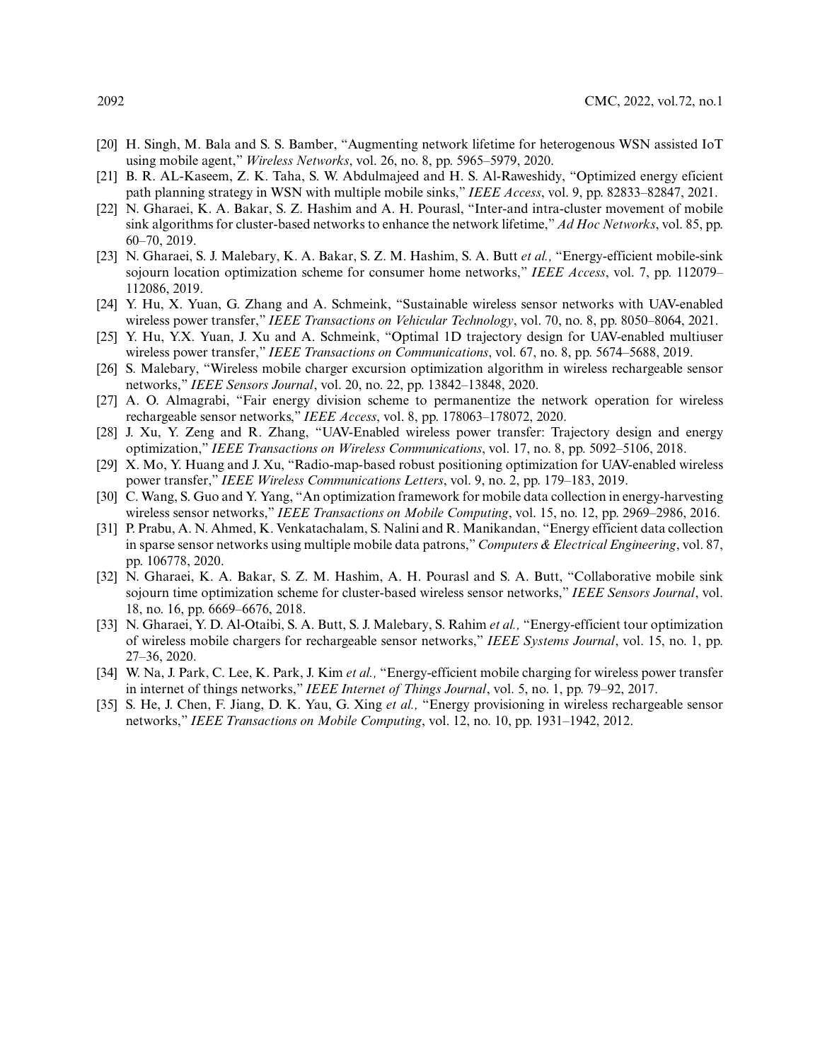[20] H. Singh, M. Bala and S. S. Bamber, "Augmenting network lifetime for heterogenous WSN assisted IoT using mobile agent," *Wireless Networks*, vol. 26, no. 8, pp. 5965–5979, 2020.

[21] B. R. AL-Kaseem, Z. K. Taha, S. W. Abdulmajeed and H. S. Al-Raweshidy, "Optimized energy eficient path planning strategy in WSN with multiple mobile sinks," *IEEE Access*, vol. 9, pp. 82833–82847, 2021.

[22] N. Gharaei, K. A. Bakar, S. Z. Hashim and A. H. Pourasl, "Inter-and intra-cluster movement of mobile sink algorithms for cluster-based networks to enhance the network lifetime," *Ad Hoc Networks*, vol. 85, pp. 60–70, 2019.

[23] N. Gharaei, S. J. Malebary, K. A. Bakar, S. Z. M. Hashim, S. A. Butt *et al.,* "Energy-efficient mobile-sink sojourn location optimization scheme for consumer home networks," *IEEE Access*, vol. 7, pp. 112079–112086, 2019.

[24] Y. Hu, X. Yuan, G. Zhang and A. Schmeink, "Sustainable wireless sensor networks with UAV-enabled wireless power transfer," *IEEE Transactions on Vehicular Technology*, vol. 70, no. 8, pp. 8050–8064, 2021.

[25] Y. Hu, Y.X. Yuan, J. Xu and A. Schmeink, "Optimal 1D trajectory design for UAV-enabled multiuser wireless power transfer," *IEEE Transactions on Communications*, vol. 67, no. 8, pp. 5674–5688, 2019.

[26] S. Malebary, "Wireless mobile charger excursion optimization algorithm in wireless rechargeable sensor networks," *IEEE Sensors Journal*, vol. 20, no. 22, pp. 13842–13848, 2020.

[27] A. O. Almagrabi, "Fair energy division scheme to permanentize the network operation for wireless rechargeable sensor networks," *IEEE Access*, vol. 8, pp. 178063–178072, 2020.

[28] J. Xu, Y. Zeng and R. Zhang, "UAV-Enabled wireless power transfer: Trajectory design and energy optimization," *IEEE Transactions on Wireless Communications*, vol. 17, no. 8, pp. 5092–5106, 2018.

[29] X. Mo, Y. Huang and J. Xu, "Radio-map-based robust positioning optimization for UAV-enabled wireless power transfer," *IEEE Wireless Communications Letters*, vol. 9, no. 2, pp. 179–183, 2019.

[30] C. Wang, S. Guo and Y. Yang, "An optimization framework for mobile data collection in energy-harvesting wireless sensor networks," *IEEE Transactions on Mobile Computing*, vol. 15, no. 12, pp. 2969–2986, 2016.

[31] P. Prabu, A. N. Ahmed, K. Venkatachalam, S. Nalini and R. Manikandan, "Energy efficient data collection in sparse sensor networks using multiple mobile data patrons," *Computers & Electrical Engineering*, vol. 87, pp. 106778, 2020.

[32] N. Gharaei, K. A. Bakar, S. Z. M. Hashim, A. H. Pourasl and S. A. Butt, "Collaborative mobile sink sojourn time optimization scheme for cluster-based wireless sensor networks," *IEEE Sensors Journal*, vol. 18, no. 16, pp. 6669–6676, 2018.

[33] N. Gharaei, Y. D. Al-Otaibi, S. A. Butt, S. J. Malebary, S. Rahim *et al.,* "Energy-efficient tour optimization of wireless mobile chargers for rechargeable sensor networks," *IEEE Systems Journal*, vol. 15, no. 1, pp. 27–36, 2020.

[34] W. Na, J. Park, C. Lee, K. Park, J. Kim *et al.,* "Energy-efficient mobile charging for wireless power transfer in internet of things networks," *IEEE Internet of Things Journal*, vol. 5, no. 1, pp. 79–92, 2017.

[35] S. He, J. Chen, F. Jiang, D. K. Yau, G. Xing *et al.,* "Energy provisioning in wireless rechargeable sensor networks," *IEEE Transactions on Mobile Computing*, vol. 12, no. 10, pp. 1931–1942, 2012.